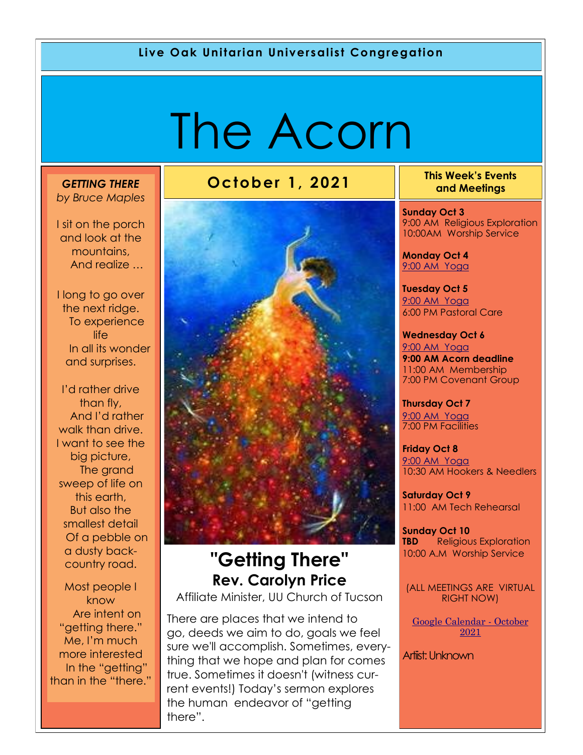**Live Oak Unitarian Universalist Congregation**

# The Acorn

## October 1, 2021

## "Getting There"

### Rev. Carolyn Price

Affiliate Minister, UU Church of Tucson

There are places that we intend to go, deeds we aim to do, goals we feel sure we'll accomplish. Sometimes, everything that we hope and plan for comes true. Sometimes it doesn't (witness current events!) Today's sermon explores the human endeavor of "getting there".

***GETTING THERE***
*by Bruce Maples*

I sit on the porch
and look at the
mountains,
And realize …

I long to go over
the next ridge.
To experience
life
In all its wonder
and surprises.

I'd rather drive
than fly,
And I'd rather
walk than drive.
I want to see the
big picture,
The grand
sweep of life on
this earth,
But also the
smallest detail
Of a pebble on
a dusty back-
country road.

Most people I
know
Are intent on
"getting there."
Me, I'm much
more interested
In the "getting"
than in the "there."

### This Week's Events and Meetings

**Sunday Oct 3**
9:00 AM Religious Exploration
10:00AM Worship Service

**Monday Oct 4**
9:00 AM Yoga

**Tuesday Oct 5**
9:00 AM Yoga
6:00 PM Pastoral Care

**Wednesday Oct 6**
9:00 AM Yoga
**9:00 AM Acorn deadline**
11:00 AM Membership
7:00 PM Covenant Group

**Thursday Oct 7**
9:00 AM Yoga
7:00 PM Facilities

**Friday Oct 8**
9:00 AM Yoga
10:30 AM Hookers & Needlers

**Saturday Oct 9**
11:00 AM Tech Rehearsal

**Sunday Oct 10**
**TBD** Religious Exploration
10:00 A.M Worship Service

(ALL MEETINGS ARE VIRTUAL RIGHT NOW)

Google Calendar - October 2021

Artist: Unknown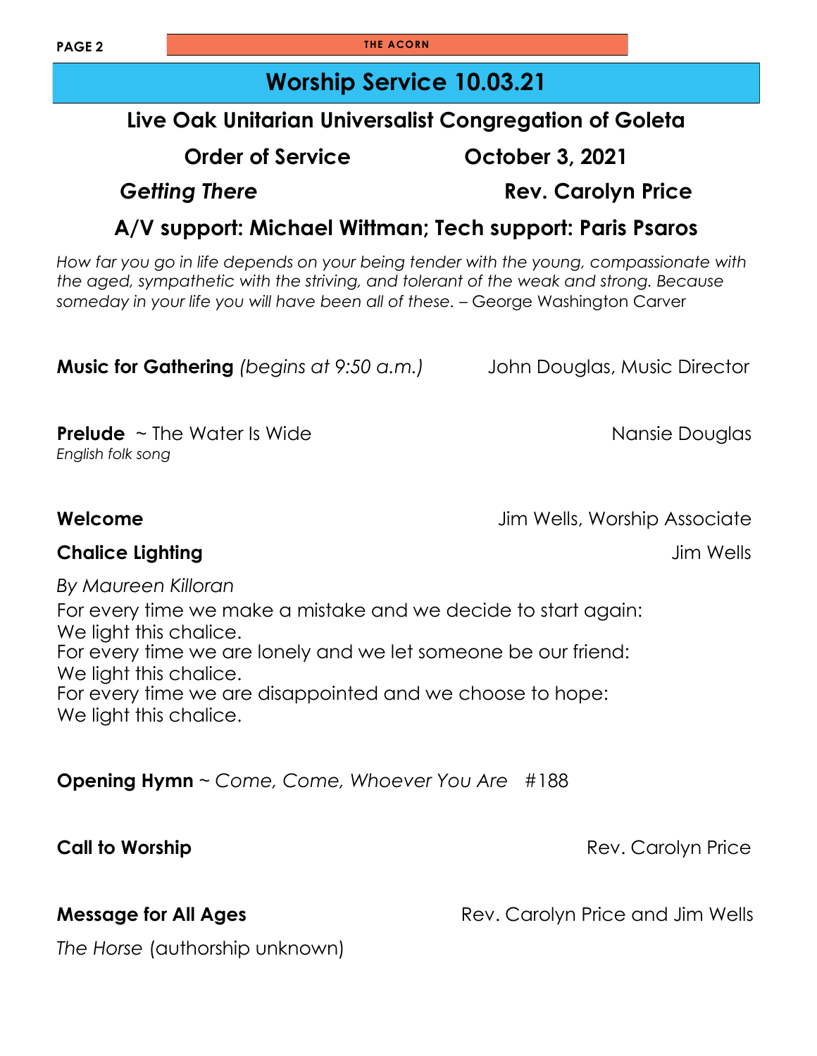# Worship Service 10.03.21

## Live Oak Unitarian Universalist Congregation of Goleta

**Order of Service** **October 3, 2021**

***Getting There*** **Rev. Carolyn Price**

**A/V support: Michael Wittman; Tech support: Paris Psaros**

*How far you go in life depends on your being tender with the young, compassionate with the aged, sympathetic with the striving, and tolerant of the weak and strong. Because someday in your life you will have been all of these.* – George Washington Carver

**Music for Gathering** *(begins at 9:50 a.m.)* John Douglas, Music Director

**Prelude** ~ The Water Is Wide Nansie Douglas
*English folk song*

**Welcome** Jim Wells, Worship Associate

**Chalice Lighting** Jim Wells

*By Maureen Killoran*

For every time we make a mistake and we decide to start again:
We light this chalice.
For every time we are lonely and we let someone be our friend:
We light this chalice.
For every time we are disappointed and we choose to hope:
We light this chalice.

**Opening Hymn** ~ *Come, Come, Whoever You Are* #188

**Call to Worship** Rev. Carolyn Price

**Message for All Ages** Rev. Carolyn Price and Jim Wells

*The Horse* (authorship unknown)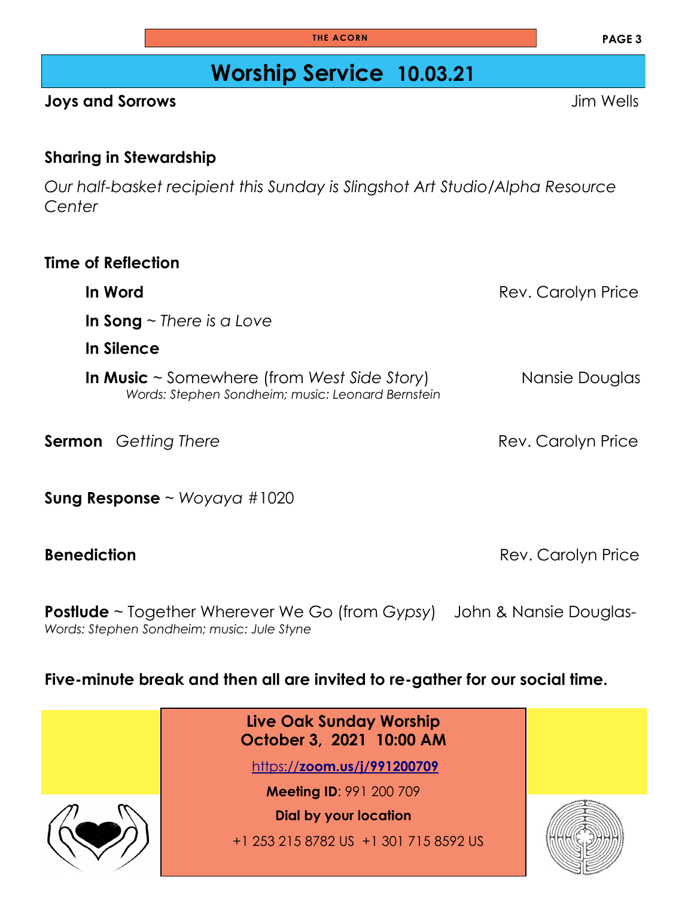# Worship Service 10.03.21

**Joys and Sorrows** Jim Wells

**Sharing in Stewardship**

*Our half-basket recipient this Sunday is Slingshot Art Studio/Alpha Resource Center*

**Time of Reflection**

**In Word** Rev. Carolyn Price

**In Song** ~ *There is a Love*

**In Silence**

**In Music** ~ Somewhere (from *West Side Story*) Nansie Douglas
*Words: Stephen Sondheim; music: Leonard Bernstein*

**Sermon** *Getting There* Rev. Carolyn Price

**Sung Response** ~ *Woyaya* #1020

**Benediction** Rev. Carolyn Price

**Postlude** ~ Together Wherever We Go (from *Gypsy*) John & Nansie Douglas-
*Words: Stephen Sondheim; music: Jule Styne*

**Five-minute break and then all are invited to re-gather for our social time.**

**Live Oak Sunday Worship**
**October 3, 2021 10:00 AM**

https://**zoom.us/j/991200709**

**Meeting ID**: 991 200 709

**Dial by your location**

+1 253 215 8782 US +1 301 715 8592 US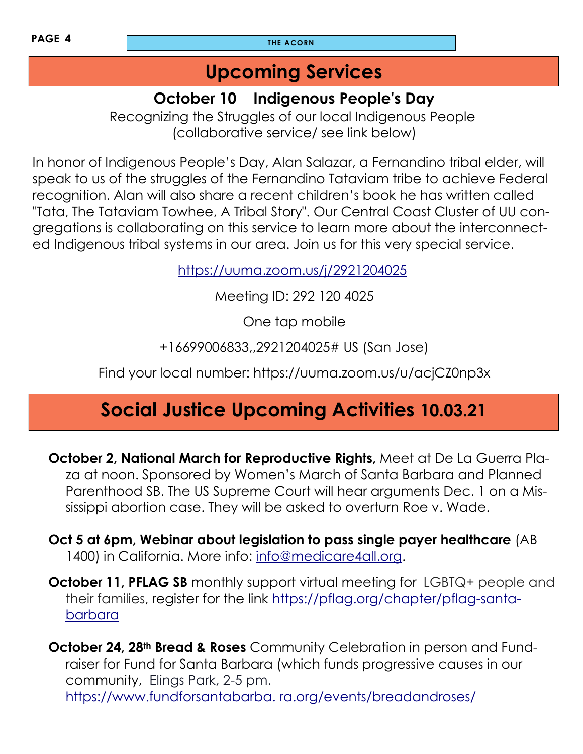# Upcoming Services

## October 10 Indigenous People's Day

Recognizing the Struggles of our local Indigenous People
(collaborative service/ see link below)

In honor of Indigenous People's Day, Alan Salazar, a Fernandino tribal elder, will speak to us of the struggles of the Fernandino Tataviam tribe to achieve Federal recognition. Alan will also share a recent children's book he has written called "Tata, The Tataviam Towhee, A Tribal Story". Our Central Coast Cluster of UU congregations is collaborating on this service to learn more about the interconnected Indigenous tribal systems in our area. Join us for this very special service.

https://uuma.zoom.us/j/2921204025

Meeting ID: 292 120 4025

One tap mobile

+16699006833,,2921204025# US (San Jose)

Find your local number: https://uuma.zoom.us/u/acjCZ0np3x

# Social Justice Upcoming Activities 10.03.21

**October 2, National March for Reproductive Rights,** Meet at De La Guerra Plaza at noon. Sponsored by Women's March of Santa Barbara and Planned Parenthood SB. The US Supreme Court will hear arguments Dec. 1 on a Mississippi abortion case. They will be asked to overturn Roe v. Wade.

**Oct 5 at 6pm, Webinar about legislation to pass single payer healthcare** (AB 1400) in California. More info: info@medicare4all.org.

**October 11, PFLAG SB** monthly support virtual meeting for LGBTQ+ people and their families, register for the link https://pflag.org/chapter/pflag-santa-barbara

**October 24, 28th Bread & Roses** Community Celebration in person and Fundraiser for Fund for Santa Barbara (which funds progressive causes in our community, Elings Park, 2-5 pm.
https://www.fundforsantabarba. ra.org/events/breadandroses/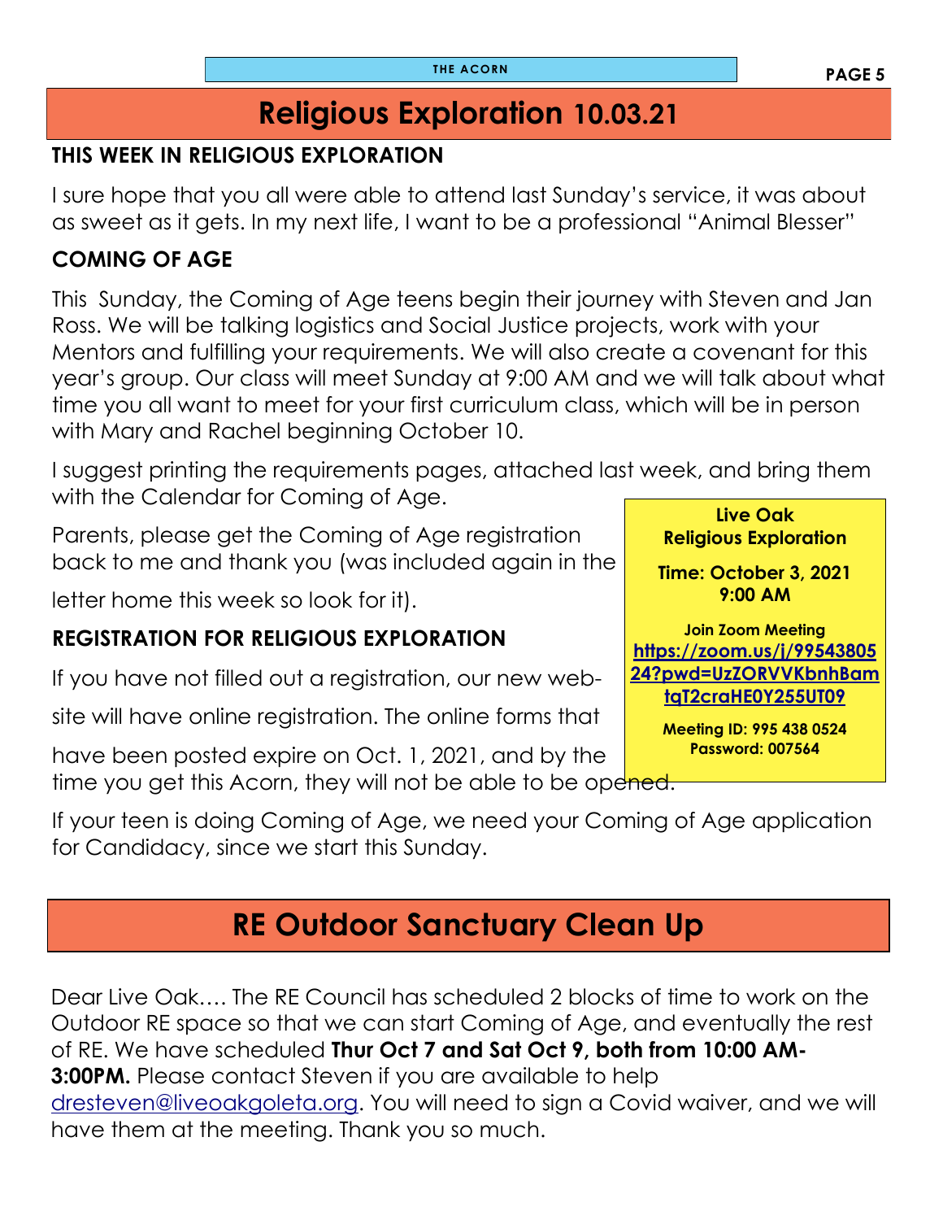# Religious Exploration 10.03.21

## THIS WEEK IN RELIGIOUS EXPLORATION

I sure hope that you all were able to attend last Sunday's service, it was about as sweet as it gets. In my next life, I want to be a professional "Animal Blesser"

## COMING OF AGE

This Sunday, the Coming of Age teens begin their journey with Steven and Jan Ross. We will be talking logistics and Social Justice projects, work with your Mentors and fulfilling your requirements. We will also create a covenant for this year's group. Our class will meet Sunday at 9:00 AM and we will talk about what time you all want to meet for your first curriculum class, which will be in person with Mary and Rachel beginning October 10.

I suggest printing the requirements pages, attached last week, and bring them with the Calendar for Coming of Age.

Parents, please get the Coming of Age registration back to me and thank you (was included again in the letter home this week so look for it).

## REGISTRATION FOR RELIGIOUS EXPLORATION

If you have not filled out a registration, our new website will have online registration. The online forms that have been posted expire on Oct. 1, 2021, and by the time you get this Acorn, they will not be able to be opened.

If your teen is doing Coming of Age, we need your Coming of Age application for Candidacy, since we start this Sunday.

**Live Oak Religious Exploration**

**Time: October 3, 2021 9:00 AM**

**Join Zoom Meeting**
**https://zoom.us/j/9954380524?pwd=UzZORVVKbnhBamtqT2craHE0Y255UT09**

**Meeting ID: 995 438 0524**
**Password: 007564**

# RE Outdoor Sanctuary Clean Up

Dear Live Oak…. The RE Council has scheduled 2 blocks of time to work on the Outdoor RE space so that we can start Coming of Age, and eventually the rest of RE. We have scheduled **Thur Oct 7 and Sat Oct 9, both from 10:00 AM-3:00PM.** Please contact Steven if you are available to help dresteven@liveoakgoleta.org. You will need to sign a Covid waiver, and we will have them at the meeting. Thank you so much.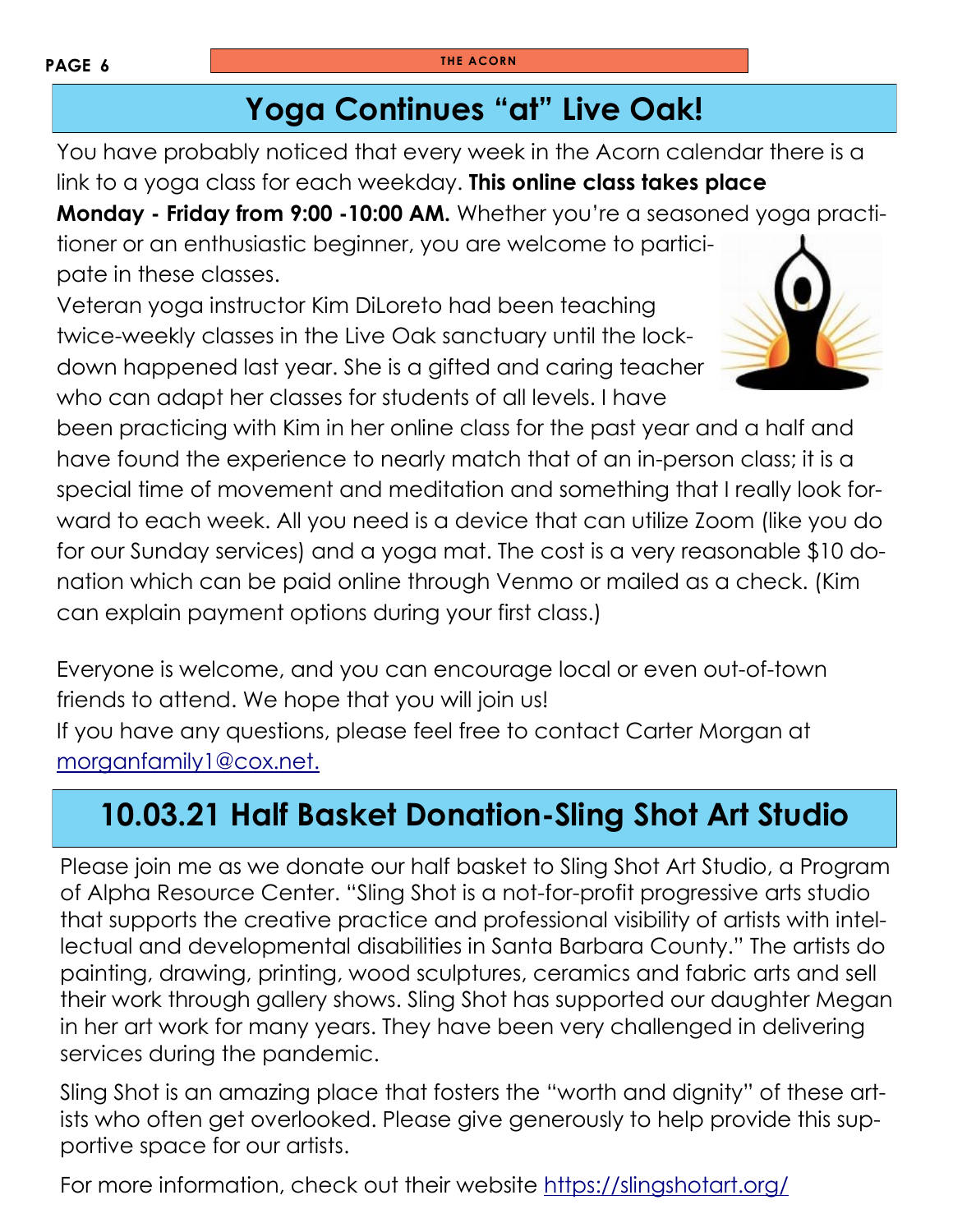# Yoga Continues "at" Live Oak!

You have probably noticed that every week in the Acorn calendar there is a link to a yoga class for each weekday. **This online class takes place Monday - Friday from 9:00 -10:00 AM.** Whether you're a seasoned yoga practitioner or an enthusiastic beginner, you are welcome to participate in these classes.

Veteran yoga instructor Kim DiLoreto had been teaching twice-weekly classes in the Live Oak sanctuary until the lockdown happened last year. She is a gifted and caring teacher who can adapt her classes for students of all levels. I have been practicing with Kim in her online class for the past year and a half and have found the experience to nearly match that of an in-person class; it is a special time of movement and meditation and something that I really look forward to each week. All you need is a device that can utilize Zoom (like you do for our Sunday services) and a yoga mat. The cost is a very reasonable $10 donation which can be paid online through Venmo or mailed as a check. (Kim can explain payment options during your first class.)

Everyone is welcome, and you can encourage local or even out-of-town friends to attend. We hope that you will join us!

If you have any questions, please feel free to contact Carter Morgan at morganfamily1@cox.net.

# 10.03.21 Half Basket Donation-Sling Shot Art Studio

Please join me as we donate our half basket to Sling Shot Art Studio, a Program of Alpha Resource Center. "Sling Shot is a not-for-profit progressive arts studio that supports the creative practice and professional visibility of artists with intellectual and developmental disabilities in Santa Barbara County." The artists do painting, drawing, printing, wood sculptures, ceramics and fabric arts and sell their work through gallery shows. Sling Shot has supported our daughter Megan in her art work for many years. They have been very challenged in delivering services during the pandemic.

Sling Shot is an amazing place that fosters the "worth and dignity" of these artists who often get overlooked. Please give generously to help provide this supportive space for our artists.

For more information, check out their website https://slingshotart.org/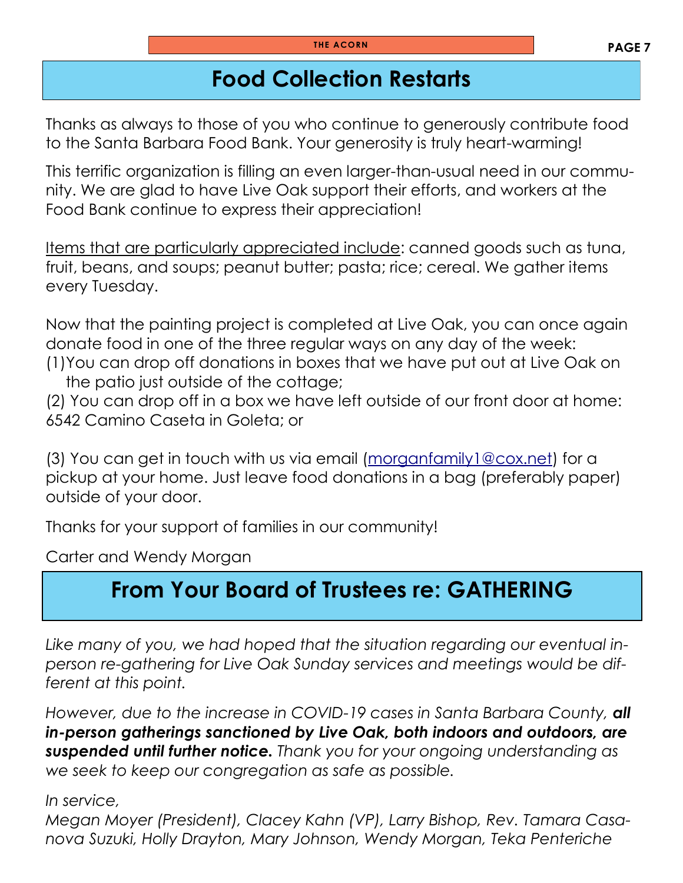## Food Collection Restarts

Thanks as always to those of you who continue to generously contribute food to the Santa Barbara Food Bank. Your generosity is truly heart-warming!

This terrific organization is filling an even larger-than-usual need in our community. We are glad to have Live Oak support their efforts, and workers at the Food Bank continue to express their appreciation!

<u>Items that are particularly appreciated include</u>: canned goods such as tuna, fruit, beans, and soups; peanut butter; pasta; rice; cereal. We gather items every Tuesday.

Now that the painting project is completed at Live Oak, you can once again donate food in one of the three regular ways on any day of the week:

(1) You can drop off donations in boxes that we have put out at Live Oak on the patio just outside of the cottage;

(2) You can drop off in a box we have left outside of our front door at home: 6542 Camino Caseta in Goleta; or

(3) You can get in touch with us via email (morganfamily1@cox.net) for a pickup at your home. Just leave food donations in a bag (preferably paper) outside of your door.

Thanks for your support of families in our community!

Carter and Wendy Morgan

## From Your Board of Trustees re: GATHERING

*Like many of you, we had hoped that the situation regarding our eventual in-person re-gathering for Live Oak Sunday services and meetings would be different at this point.*

*However, due to the increase in COVID-19 cases in Santa Barbara County, **all in-person gatherings sanctioned by Live Oak, both indoors and outdoors, are suspended until further notice.** Thank you for your ongoing understanding as we seek to keep our congregation as safe as possible.*

*In service,*
*Megan Moyer (President), Clacey Kahn (VP), Larry Bishop, Rev. Tamara Casanova Suzuki, Holly Drayton, Mary Johnson, Wendy Morgan, Teka Penteriche*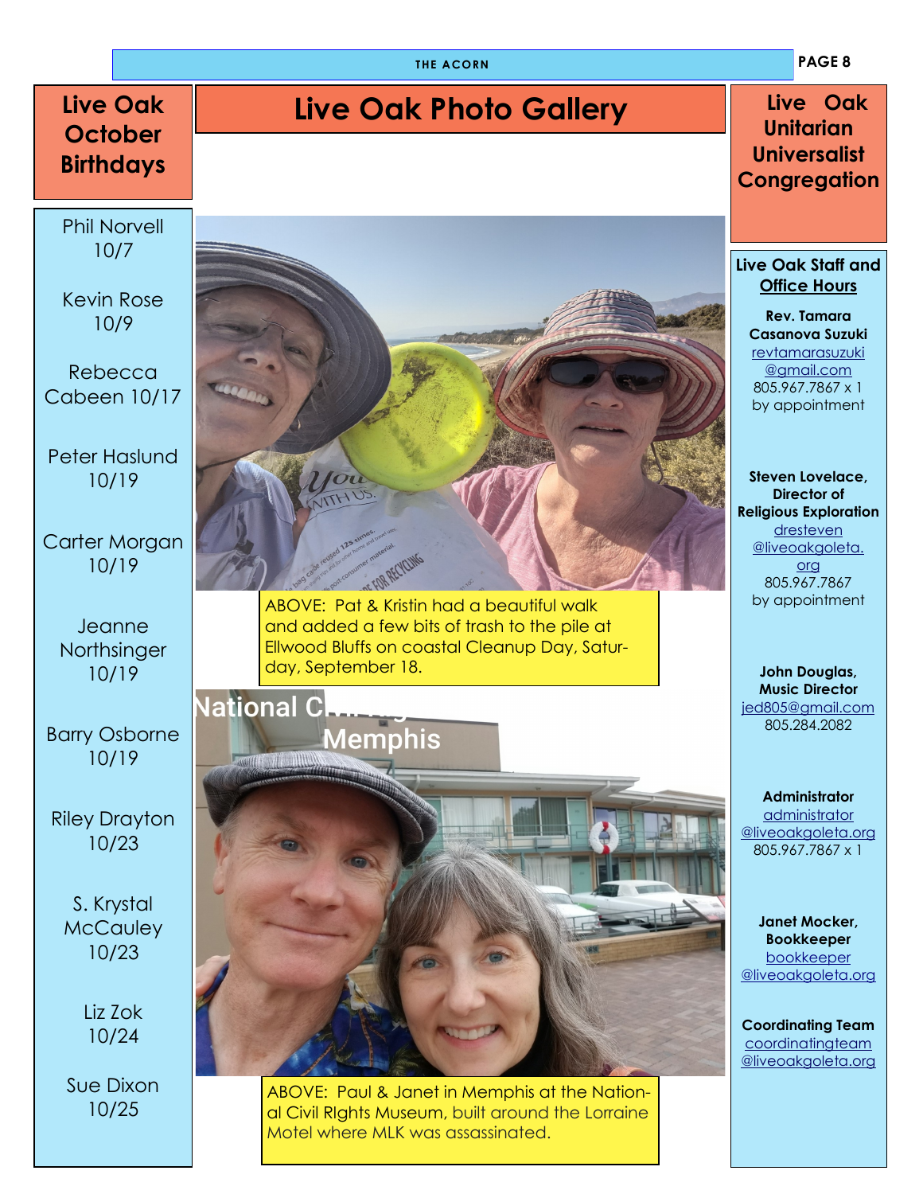# Live Oak October Birthdays

Phil Norvell 10/7

Kevin Rose 10/9

Rebecca Cabeen 10/17

Peter Haslund 10/19

Carter Morgan 10/19

Jeanne Northsinger 10/19

Barry Osborne 10/19

Riley Drayton 10/23

S. Krystal McCauley 10/23

Liz Zok 10/24

Sue Dixon 10/25

# Live Oak Photo Gallery

ABOVE: Pat & Kristin had a beautiful walk and added a few bits of trash to the pile at Ellwood Bluffs on coastal Cleanup Day, Saturday, September 18.

ABOVE: Paul & Janet in Memphis at the National Civil RIghts Museum, built around the Lorraine Motel where MLK was assassinated.

# Live Oak Unitarian Universalist Congregation

## Live Oak Staff and Office Hours

**Rev. Tamara Casanova Suzuki**
revtamarasuzuki@gmail.com
805.967.7867 x 1
by appointment

**Steven Lovelace, Director of Religious Exploration**
dresteven@liveoakgoleta.org
805.967.7867
by appointment

**John Douglas, Music Director**
jed805@gmail.com
805.284.2082

**Administrator**
administrator@liveoakgoleta.org
805.967.7867 x 1

**Janet Mocker, Bookkeeper**
bookkeeper@liveoakgoleta.org

**Coordinating Team**
coordinatingteam@liveoakgoleta.org